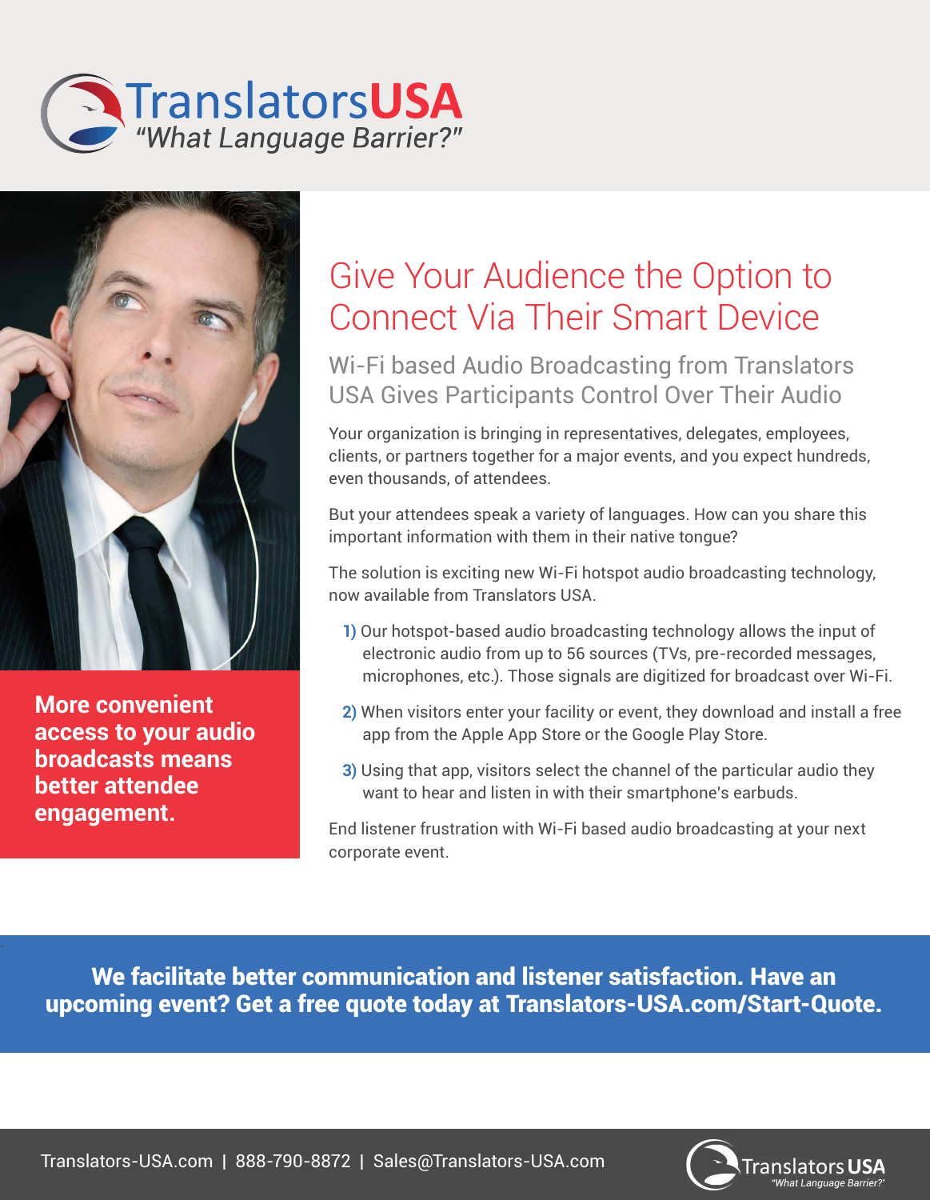# TranslatorsUSA

*"What Language Barrier?"*

**More convenient access to your audio broadcasts means better attendee engagement.**

## Give Your Audience the Option to Connect Via Their Smart Device

### Wi-Fi based Audio Broadcasting from Translators USA Gives Participants Control Over Their Audio

Your organization is bringing in representatives, delegates, employees, clients, or partners together for a major events, and you expect hundreds, even thousands, of attendees.

But your attendees speak a variety of languages. How can you share this important information with them in their native tongue?

The solution is exciting new Wi-Fi hotspot audio broadcasting technology, now available from Translators USA.

1) Our hotspot-based audio broadcasting technology allows the input of electronic audio from up to 56 sources (TVs, pre-recorded messages, microphones, etc.). Those signals are digitized for broadcast over Wi-Fi.

2) When visitors enter your facility or event, they download and install a free app from the Apple App Store or the Google Play Store.

3) Using that app, visitors select the channel of the particular audio they want to hear and listen in with their smartphone's earbuds.

End listener frustration with Wi-Fi based audio broadcasting at your next corporate event.

**We facilitate better communication and listener satisfaction. Have an upcoming event? Get a free quote today at Translators-USA.com/Start-Quote.**

Translators-USA.com | 888-790-8872 | Sales@Translators-USA.com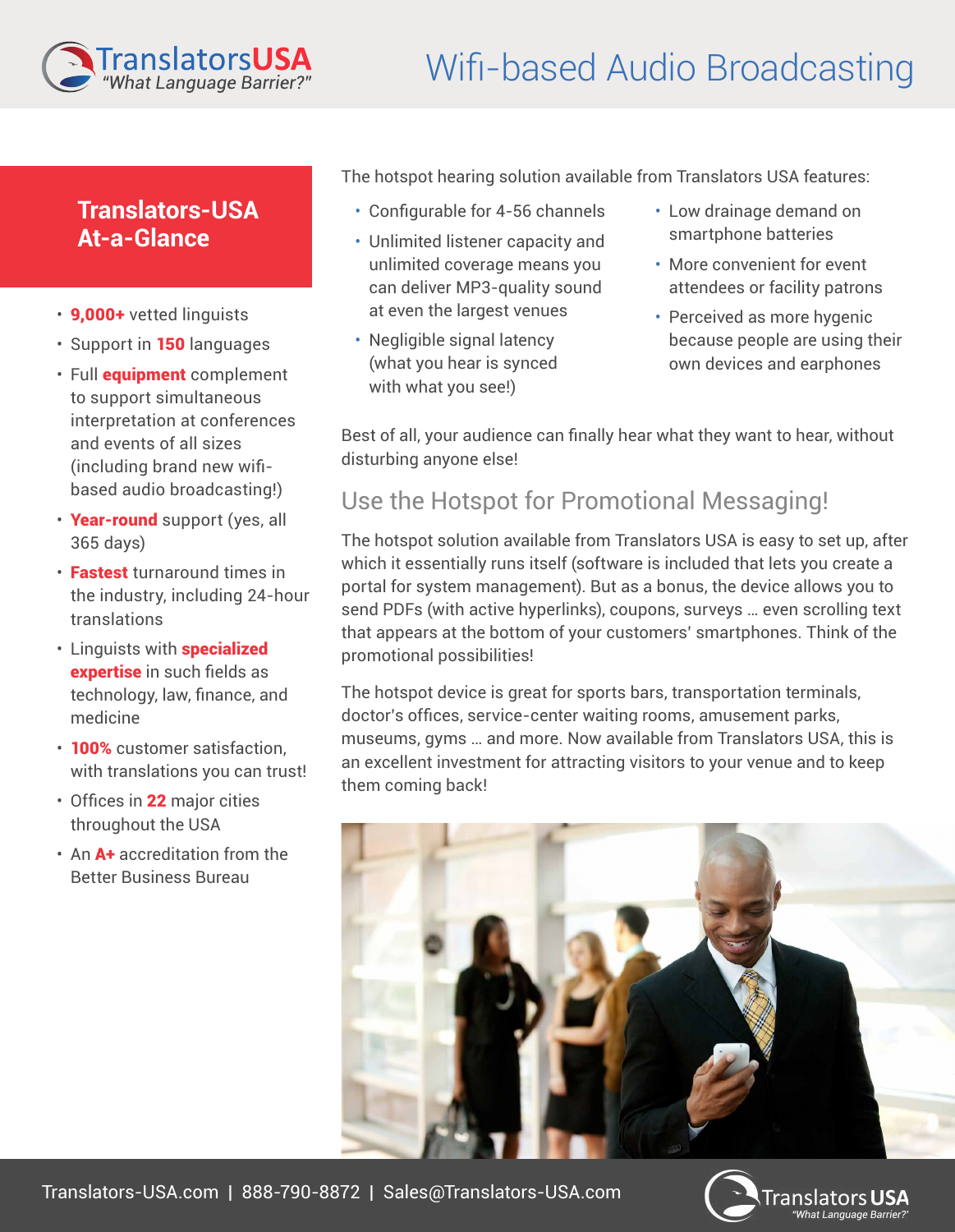# Wifi-based Audio Broadcasting

## Translators-USA At-a-Glance

- **9,000+** vetted linguists
- Support in **150** languages
- Full **equipment** complement to support simultaneous interpretation at conferences and events of all sizes (including brand new wifi-based audio broadcasting!)
- **Year-round** support (yes, all 365 days)
- **Fastest** turnaround times in the industry, including 24-hour translations
- Linguists with **specialized expertise** in such fields as technology, law, finance, and medicine
- **100%** customer satisfaction, with translations you can trust!
- Offices in **22** major cities throughout the USA
- An **A+** accreditation from the Better Business Bureau

The hotspot hearing solution available from Translators USA features:

- Configurable for 4-56 channels
- Unlimited listener capacity and unlimited coverage means you can deliver MP3-quality sound at even the largest venues
- Negligible signal latency (what you hear is synced with what you see!)
- Low drainage demand on smartphone batteries
- More convenient for event attendees or facility patrons
- Perceived as more hygenic because people are using their own devices and earphones

Best of all, your audience can finally hear what they want to hear, without disturbing anyone else!

## Use the Hotspot for Promotional Messaging!

The hotspot solution available from Translators USA is easy to set up, after which it essentially runs itself (software is included that lets you create a portal for system management). But as a bonus, the device allows you to send PDFs (with active hyperlinks), coupons, surveys … even scrolling text that appears at the bottom of your customers' smartphones. Think of the promotional possibilities!

The hotspot device is great for sports bars, transportation terminals, doctor's offices, service-center waiting rooms, amusement parks, museums, gyms … and more. Now available from Translators USA, this is an excellent investment for attracting visitors to your venue and to keep them coming back!

Translators-USA.com | 888-790-8872 | Sales@Translators-USA.com